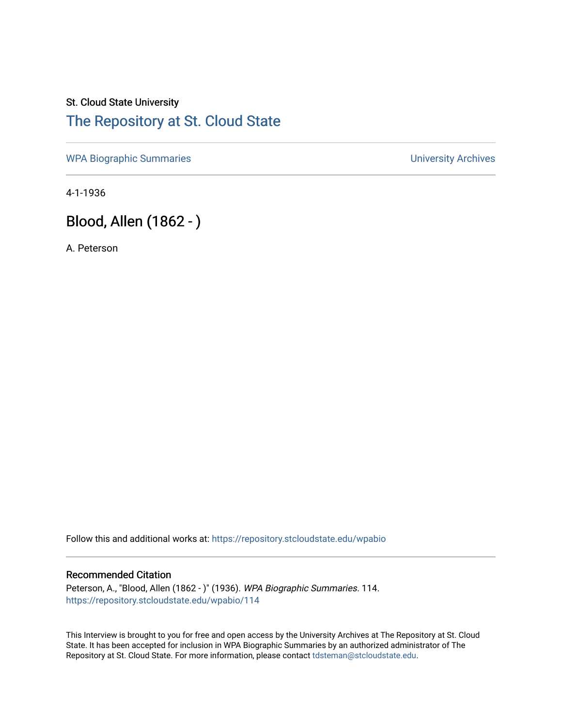St. Cloud State University

# The Repository at St. Cloud State

WPA Biographic Summaries University Archives

4-1-1936

## Blood, Allen (1862 - )

A. Peterson

Follow this and additional works at: https://repository.stcloudstate.edu/wpabio

### Recommended Citation

Peterson, A., "Blood, Allen (1862 - )" (1936). *WPA Biographic Summaries*. 114.
https://repository.stcloudstate.edu/wpabio/114

This Interview is brought to you for free and open access by the University Archives at The Repository at St. Cloud State. It has been accepted for inclusion in WPA Biographic Summaries by an authorized administrator of The Repository at St. Cloud State. For more information, please contact tdsteman@stcloudstate.edu.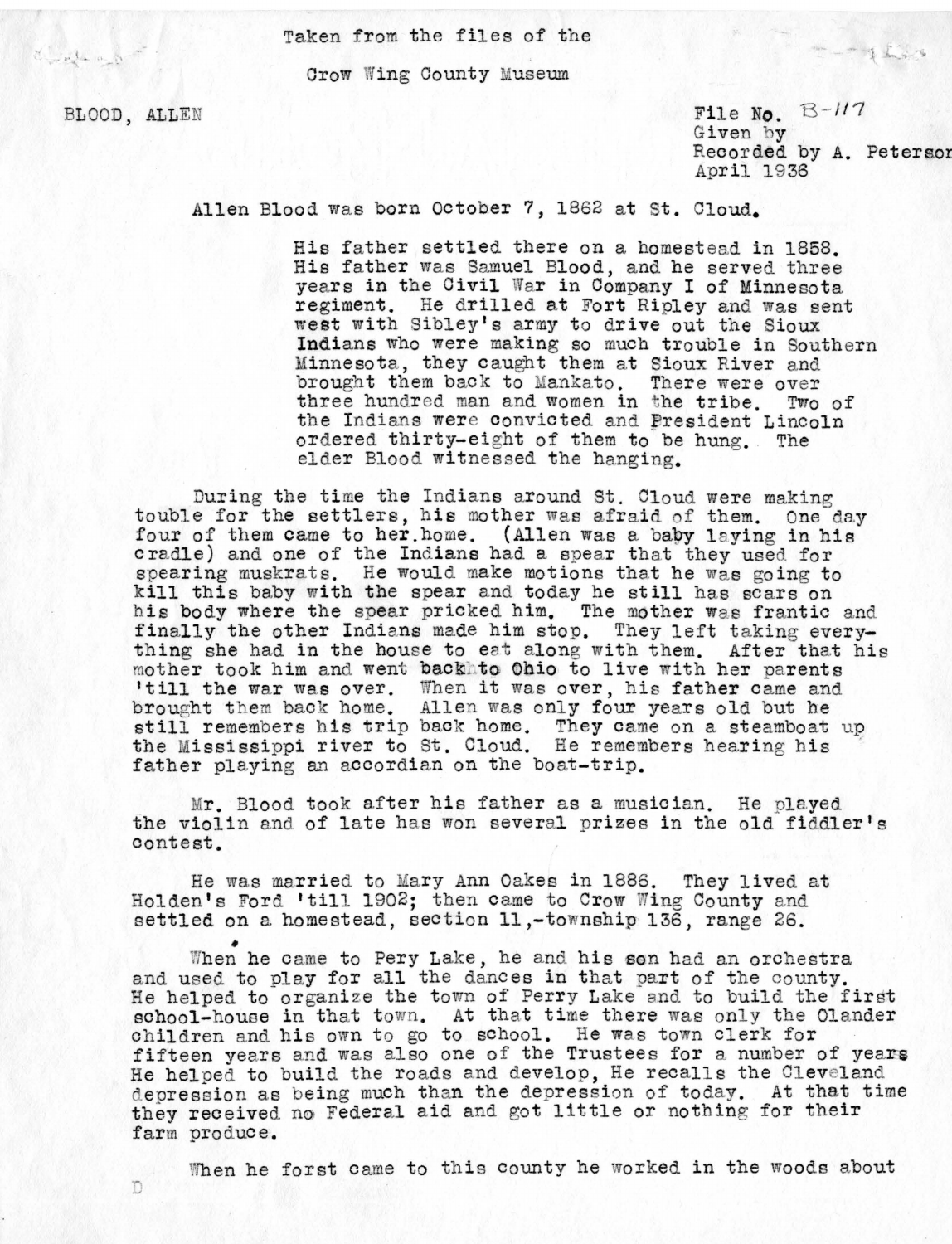Taken from the files of the

Crow Wing County Museum

BLOOD, ALLEN

File No. B-117
Given by
Recorded by A. Peterson
April 1936

Allen Blood was born October 7, 1862 at St. Cloud.

His father settled there on a homestead in 1858. His father was Samuel Blood, and he served three years in the Civil War in Company I of Minnesota regiment. He drilled at Fort Ripley and was sent west with Sibley's army to drive out the Sioux Indians who were making so much trouble in Southern Minnesota, they caught them at Sioux River and brought them back to Mankato. There were over three hundred man and women in the tribe. Two of the Indians were convicted and President Lincoln ordered thirty-eight of them to be hung. The elder Blood witnessed the hanging.

During the time the Indians around St. Cloud were making touble for the settlers, his mother was afraid of them. One day four of them came to her home. (Allen was a baby laying in his cradle) and one of the Indians had a spear that they used for spearing muskrats. He would make motions that he was going to kill this baby with the spear and today he still has scars on his body where the spear pricked him. The mother was frantic and finally the other Indians made him stop. They left taking everything she had in the house to eat along with them. After that his mother took him and went back to Ohio to live with her parents 'till the war was over. When it was over, his father came and brought them back home. Allen was only four years old but he still remembers his trip back home. They came on a steamboat up the Mississippi river to St. Cloud. He remembers hearing his father playing an accordian on the boat-trip.

Mr. Blood took after his father as a musician. He played the violin and of late has won several prizes in the old fiddler's contest.

He was married to Mary Ann Oakes in 1886. They lived at Holden's Ford 'till 1902; then came to Crow Wing County and settled on a homestead, section 11,-township 136, range 26.

When he came to Pery Lake, he and his son had an orchestra and used to play for all the dances in that part of the county. He helped to organize the town of Perry Lake and to build the first school-house in that town. At that time there was only the Olander children and his own to go to school. He was town clerk for fifteen years and was also one of the Trustees for a number of years He helped to build the roads and develop, He recalls the Cleveland depression as being much than the depression of today. At that time they received no Federal aid and got little or nothing for their farm produce.

When he forst came to this county he worked in the woods about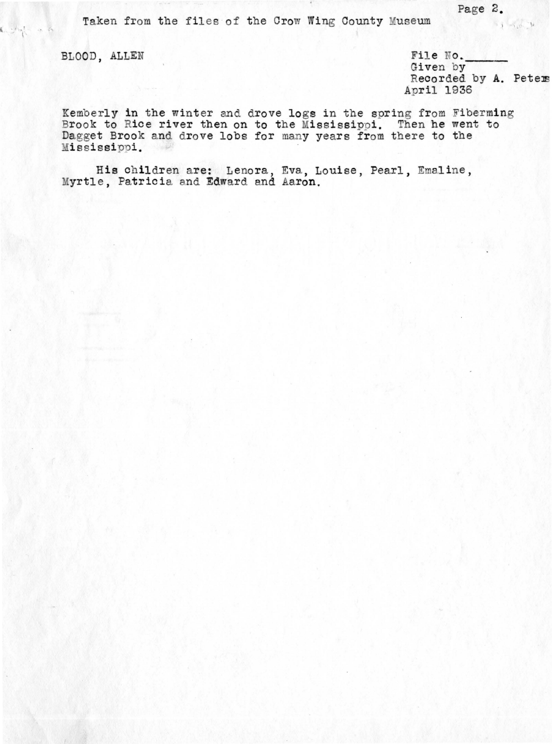BLOOD, ALLEN

File No.______
Given by
Recorded by A. Peters
April 1936

Kemberly in the winter and drove logs in the spring from Fiberming Brook to Rice river then on to the Mississippi. Then he went to Dagget Brook and drove lobs for many years from there to the Mississippi.

His children are: Lenora, Eva, Louise, Pearl, Emaline, Myrtle, Patricia and Edward and Aaron.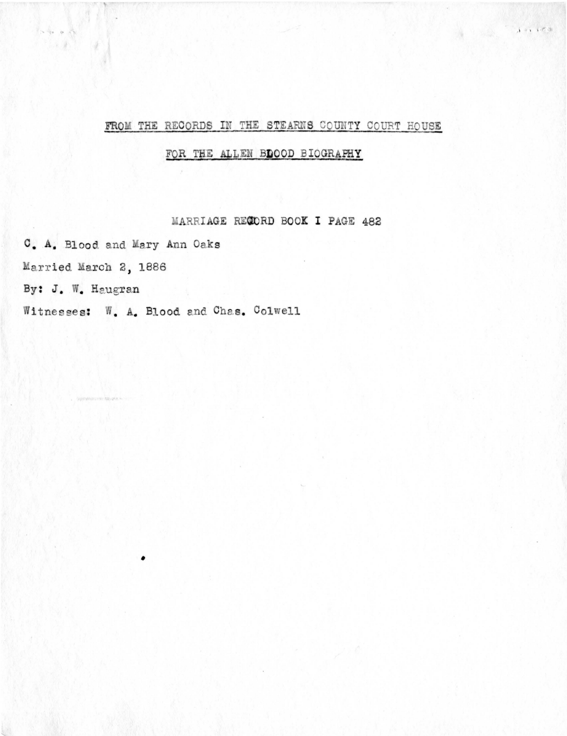## FROM THE RECORDS IN THE STEARNS COUNTY COURT HOUSE

## FOR THE ALLEN BLOOD BIOGRAPHY

MARRIAGE RECORD BOOK I PAGE 482

C. A. Blood and Mary Ann Oaks

Married March 2, 1886

By: J. W. Haugran

Witnesses: W. A. Blood and Chas. Colwell